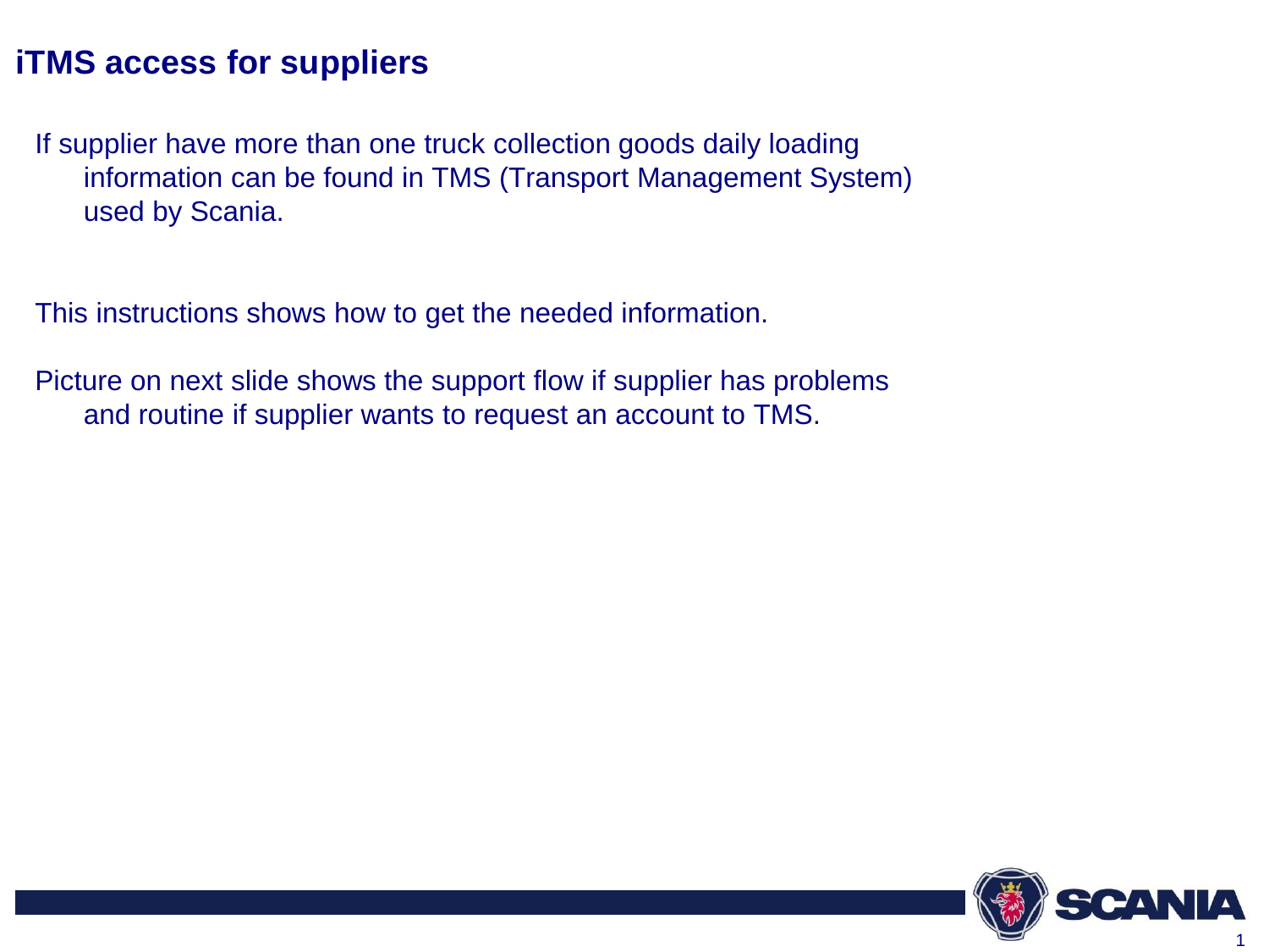# iTMS access for suppliers

If supplier have more than one truck collection goods daily loading information can be found in TMS (Transport Management System) used by Scania.

This instructions shows how to get the needed information.

Picture on next slide shows the support flow if supplier has problems and routine if supplier wants to request an account to TMS.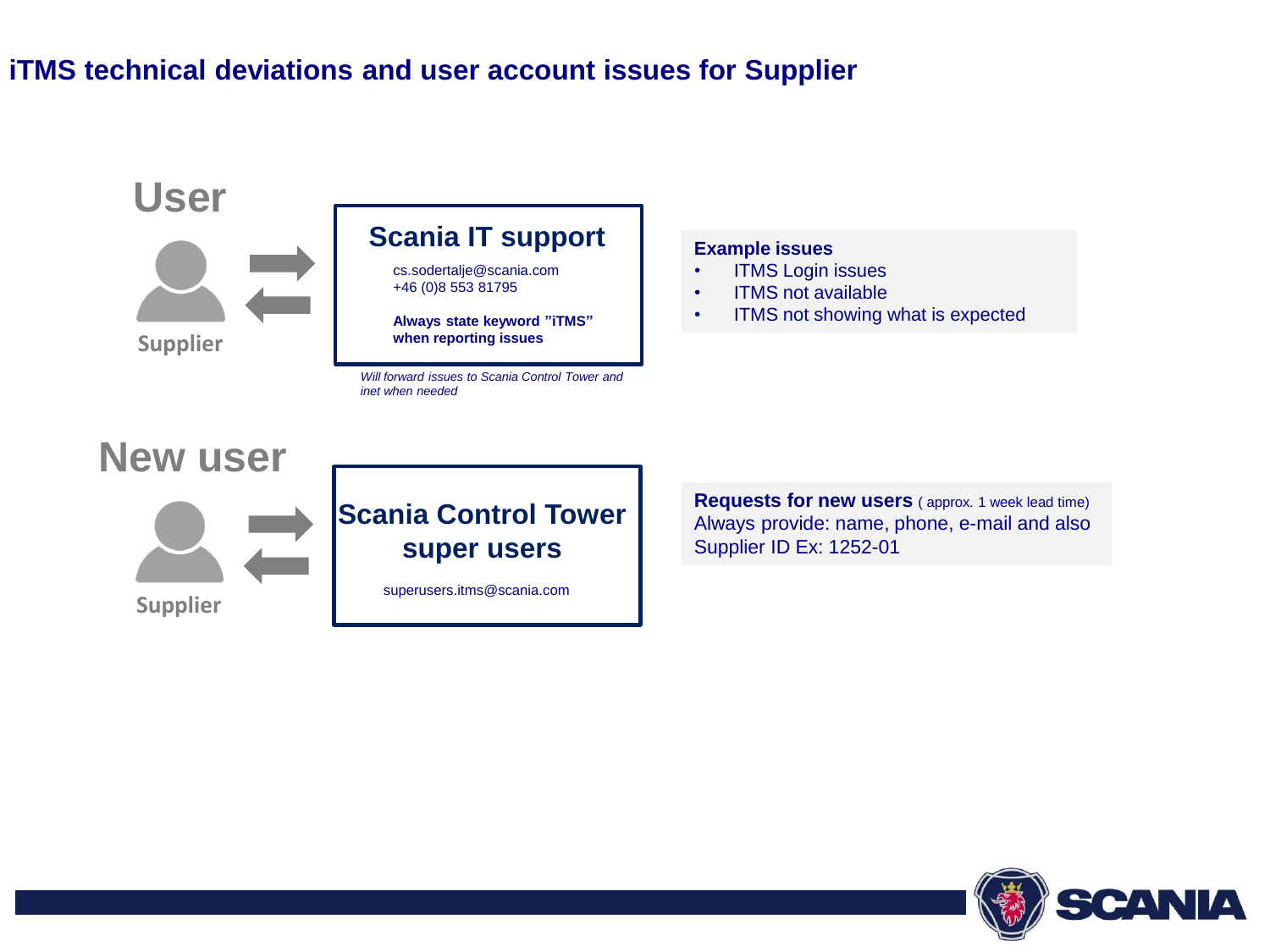# iTMS technical deviations and user account issues for Supplier

## User

Supplier

### Scania IT support

cs.sodertalje@scania.com
+46 (0)8 553 81795

**Always state keyword ”iTMS” when reporting issues**

*Will forward issues to Scania Control Tower and inet when needed*

**Example issues**

- ITMS Login issues
- ITMS not available
- ITMS not showing what is expected

## New user

Supplier

### Scania Control Tower super users

superusers.itms@scania.com

**Requests for new users** ( approx. 1 week lead time)
Always provide: name, phone, e-mail and also Supplier ID Ex: 1252-01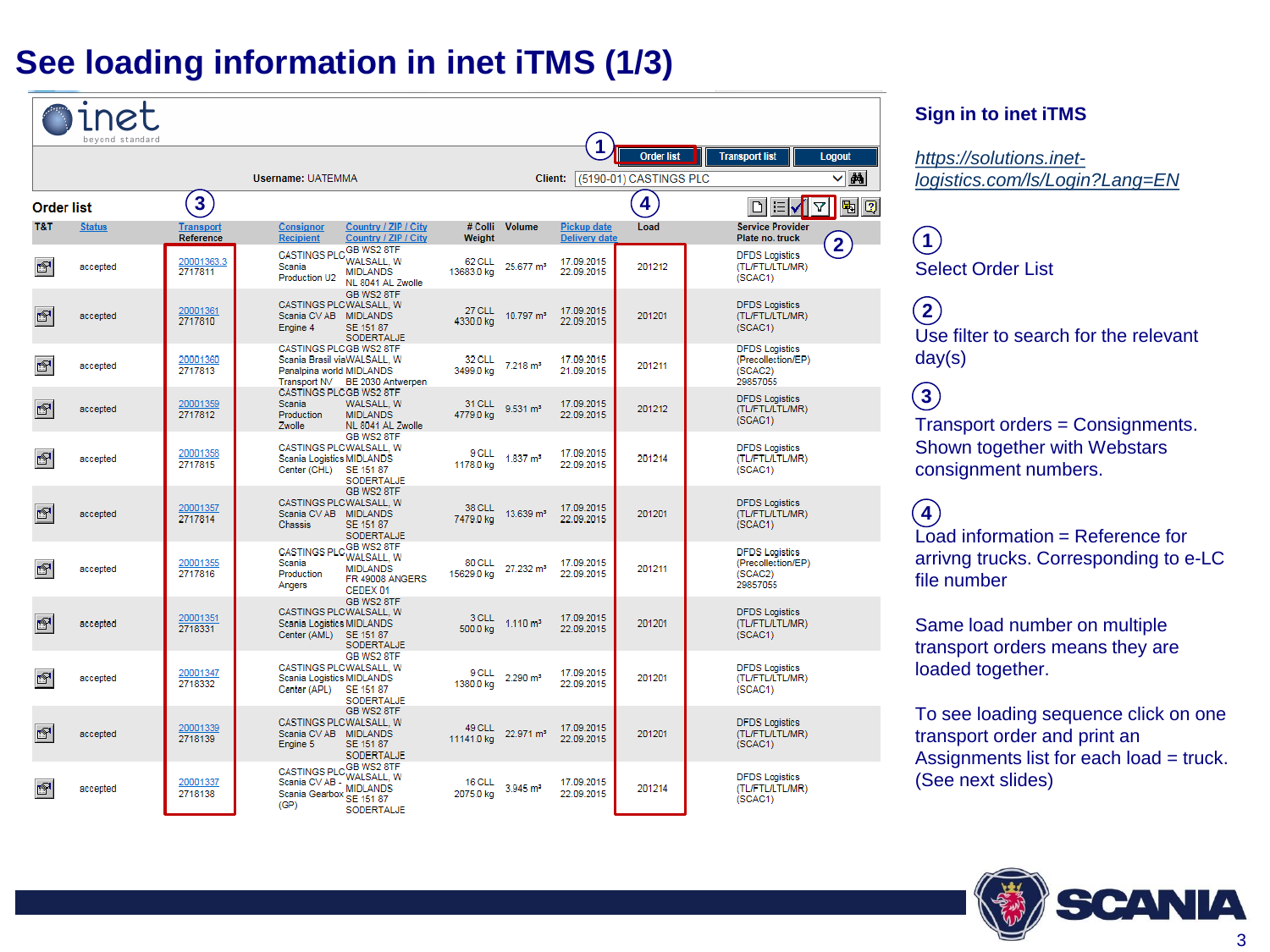# See loading information in inet iTMS (1/3)

inet beyond standard

Order list | Transport list | Logout

Username: UATEMMA    Client: (5190-01) CASTINGS PLC

## Order list

| T&T | Status | Transport Reference | Consignor Recipient | Country / ZIP / City | # Colli Weight | Volume | Pickup date Delivery date | Load | Service Provider Plate no. truck |
|---|---|---|---|---|---|---|---|---|---|
| | accepted | 20001363.3 2717811 | CASTINGS PLC Scania Production U2 | GB WS2 8TF WALSALL, W MIDLANDS NL 8041 AL Zwolle | 62 CLL 13683.0 kg | 25.677 m³ | 17.09.2015 22.09.2015 | 201212 | DFDS Logistics (TL/FTL/LTL/MR) (SCAC1) |
| | accepted | 20001361 2717810 | CASTINGS PLC Scania CV AB Engine 4 | GB WS2 8TF WALSALL, W MIDLANDS SE 151 87 SODERTALJE | 27 CLL 4330.0 kg | 10.797 m³ | 17.09.2015 22.09.2015 | 201201 | DFDS Logistics (TL/FTL/LTL/MR) (SCAC1) |
| | accepted | 20001360 2717813 | CASTINGS PLC Scania Brasil via Penalpina world Transport NV | GB WS2 8TF WALSALL, W MIDLANDS BE 2030 Antwerpen | 32 CLL 3499.0 kg | 7.218 m³ | 17.09.2015 21.09.2015 | 201211 | DFDS Logistics (Precollection/EP) (SCAC2) 29857055 |
| | accepted | 20001359 2717812 | CASTINGS PLC Scania Production Zwolle | GB WS2 8TF WALSALL, W MIDLANDS NL 8041 AL Zwolle | 31 CLL 4779.0 kg | 9.531 m³ | 17.09.2015 22.09.2015 | 201212 | DFDS Logistics (TL/FTL/LTL/MR) (SCAC1) |
| | accepted | 20001358 2717815 | CASTINGS PLC Scania Logistics Center (CHL) | GB WS2 8TF WALSALL, W MIDLANDS SE 151 87 SODERTALJE | 9 CLL 1178.0 kg | 1.837 m³ | 17.09.2015 22.09.2015 | 201214 | DFDS Logistics (TL/FTL/LTL/MR) (SCAC1) |
| | accepted | 20001357 2717814 | CASTINGS PLC Scania CV AB Chassis | GB WS2 8TF WALSALL, W MIDLANDS SE 151 87 SODERTALJE | 38 CLL 7479.0 kg | 13.639 m³ | 17.09.2015 22.09.2015 | 201201 | DFDS Logistics (TL/FTL/LTL/MR) (SCAC1) |
| | accepted | 20001355 2717816 | CASTINGS PLC Scania Production Angers | GB WS2 8TF WALSALL, W MIDLANDS FR 49008 ANGERS CEDEX 01 | 80 CLL 15629.0 kg | 27.232 m³ | 17.09.2015 22.09.2015 | 201211 | DFDS Logistics (Precollection/EP) (SCAC2) 29857055 |
| | accepted | 20001351 2718331 | CASTINGS PLC Scania Logistics Center (AML) | GB WS2 8TF WALSALL, W MIDLANDS SE 151 87 SODERTALJE | 3 CLL 500.0 kg | 1.110 m³ | 17.09.2015 22.09.2015 | 201201 | DFDS Logistics (TL/FTL/LTL/MR) (SCAC1) |
| | accepted | 20001347 2718332 | CASTINGS PLC Scania Logistics Center (APL) | GB WS2 8TF WALSALL, W MIDLANDS SE 151 87 SODERTALJE | 9 CLL 1380.0 kg | 2.290 m³ | 17.09.2015 22.09.2015 | 201201 | DFDS Logistics (TL/FTL/LTL/MR) (SCAC1) |
| | accepted | 20001339 2718139 | CASTINGS PLC Scania CV AB Engine 5 | GB WS2 8TF WALSALL, W MIDLANDS SE 151 87 SODERTALJE | 49 CLL 11141.0 kg | 22.971 m³ | 17.09.2015 22.09.2015 | 201201 | DFDS Logistics (TL/FTL/LTL/MR) (SCAC1) |
| | accepted | 20001337 2718138 | CASTINGS PLC Scania CV AB - Scania Gearbox (GP) | GB WS2 8TF WALSALL, W MIDLANDS SE 151 87 SODERTALJE | 16 CLL 2075.0 kg | 3.945 m³ | 17.09.2015 22.09.2015 | 201214 | DFDS Logistics (TL/FTL/LTL/MR) (SCAC1) |

## Sign in to inet iTMS

https://solutions.inet-logistics.com/ls/Login?Lang=EN

1. Select Order List
2. Use filter to search for the relevant day(s)
3. Transport orders = Consignments. Shown together with Webstars consignment numbers.
4. Load information = Reference for arrivng trucks. Corresponding to e-LC file number

Same load number on multiple transport orders means they are loaded together.

To see loading sequence click on one transport order and print an Assignments list for each load = truck. (See next slides)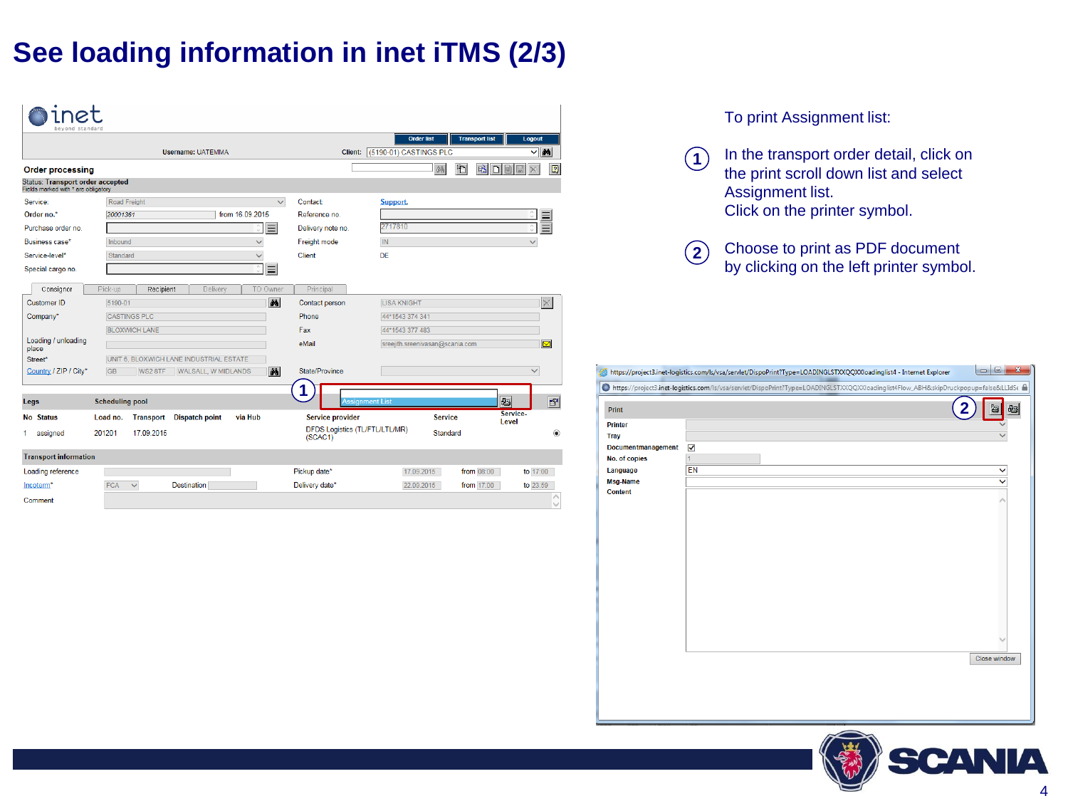# See loading information in inet iTMS (2/3)

To print Assignment list:

1. In the transport order detail, click on the print scroll down list and select Assignment list.
   Click on the printer symbol.

2. Choose to print as PDF document by clicking on the left printer symbol.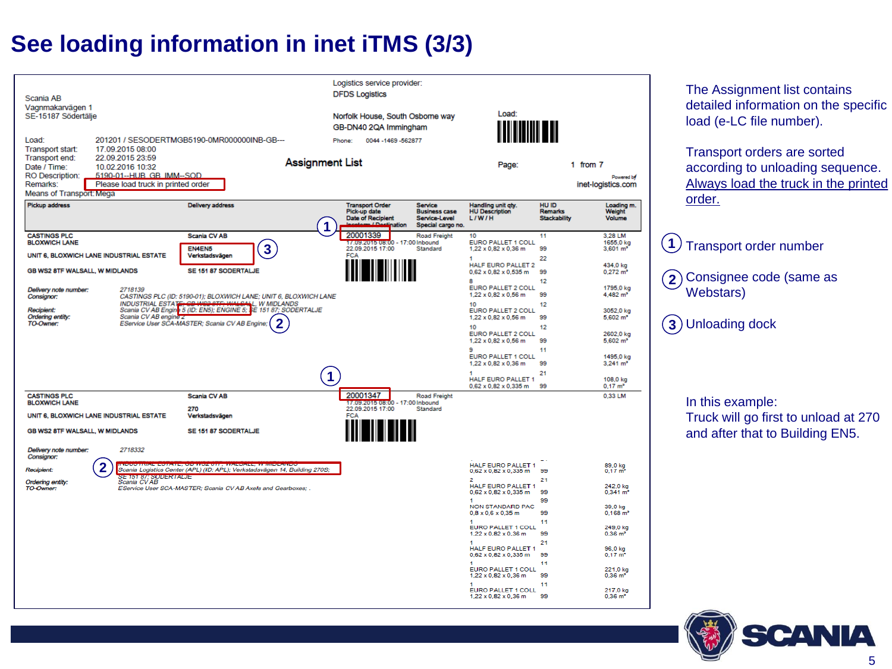# See loading information in inet iTMS (3/3)

Scania AB
Vagnmakarvägen 1
SE-15187 Södertälje

Logistics service provider:
DFDS Logistics

Norfolk House, South Osborne way
GB-DN40 2QA Immingham
Phone: 0044 -1469 -562877

Load:

Page: 1 from 7

Powered by
inet-logistics.com

## Assignment List

Load: 201201 / SESODERTMGB5190-0MR000000INB-GB---
Transport start: 17.09.2015 08:00
Transport end: 22.09.2015 23:59
Date / Time: 10.02.2016 10:32
RO Description: 5190-01--HUB_GB_IMM--SOD
Remarks: Please load truck in printed order
Means of Transport: Mega

| Pickup address | Delivery address | Transport Order / Pick-up date / Date of Recipient / Incoterm / Destination | Service / Business case / Service-Level / Special cargo no. | Handling unit qty. / HU Description / L / W / H | HU ID / Remarks / Stackability | Loading m. / Weight / Volume |
|---|---|---|---|---|---|---|
| CASTINGS PLC, BLOXWICH LANE, UNIT 6, BLOXWICH LANE INDUSTRIAL ESTATE, GB WS2 8TF WALSALL, W MIDLANDS | Scania CV AB, EN4EN5 Verkstadsvägen, SE 151 87 SODERTALJE | ① 20001339, 17.09.2015 08:00 - 17:00, 22.09.2015 17:00, FCA | Road Freight, Inbound, Standard | 10, EURO PALLET 1 COLL, 1,22 x 0,82 x 0,36 m | 11, 99 | 3,28 LM, 1655,0 kg, 3,601 m³ |
| | | | | 1, HALF EURO PALLET 2, 0,62 x 0,82 x 0,535 m | 22, 99 | 434,0 kg, 0,272 m³ |
| | | | | 8, EURO PALLET 2 COLL, 1,22 x 0,82 x 0,56 m | 12, 99 | 1795,0 kg, 4,482 m³ |
| | | | | 10, EURO PALLET 2 COLL, 1,22 x 0,82 x 0,56 m | 12, 99 | 3052,0 kg, 5,602 m³ |
| | | | | 10, EURO PALLET 2 COLL, 1,22 x 0,82 x 0,56 m | 12, 99 | 2602,0 kg, 5,602 m³ |
| | | | | 9, EURO PALLET 1 COLL, 1,22 x 0,82 x 0,36 m | 11, 99 | 1495,0 kg, 3,241 m³ |
| | | | | 1, HALF EURO PALLET 1, 0,62 x 0,82 x 0,335 m | 21, 99 | 108,0 kg, 0,17 m³ |

Delivery note number: 2718139
Consignor: CASTINGS PLC (ID: 5190-01); BLOXWICH LANE; UNIT 6, BLOXWICH LANE INDUSTRIAL ESTATE; GB WS2 8TF; WALSALL, W MIDLANDS
Recipient: Scania CV AB Engine 5 (ID: EN5); ENGINE 5; SE 151 87; SODERTALJE
Ordering entity: Scania CV AB engine 2
TO-Owner: EService User SCA-MASTER; Scania CV AB Engine;

| Pickup address | Delivery address | Transport Order | Service | Handling unit qty. / HU Description / L / W / H | HU ID / Stackability | Loading m. / Weight / Volume |
|---|---|---|---|---|---|---|
| CASTINGS PLC, BLOXWICH LANE, UNIT 6, BLOXWICH LANE INDUSTRIAL ESTATE, GB WS2 8TF WALSALL, W MIDLANDS | Scania CV AB, 270 Verkstadsvägen, SE 151 87 SODERTALJE | ① 20001347, 17.09.2015 08:00 - 17:00, 22.09.2015 17:00, FCA | Road Freight, Inbound, Standard | | | 0,33 LM |
| | | | | HALF EURO PALLET 1, 0,62 x 0,82 x 0,335 m | 99 | 89,0 kg, 0,17 m³ |
| | | | | 2, HALF EURO PALLET 1, 0,62 x 0,82 x 0,335 m | 21, 99 | 242,0 kg, 0,341 m³ |
| | | | | 1, NON STANDARD PAC, 0,8 x 0,6 x 0,35 m | 99, 99 | 39,0 kg, 0,168 m³ |
| | | | | 1, EURO PALLET 1 COLL, 1,22 x 0,82 x 0,36 m | 11, 99 | 249,0 kg, 0,36 m³ |
| | | | | 1, HALF EURO PALLET 1, 0,62 x 0,82 x 0,335 m | 21, 99 | 96,0 kg, 0,17 m³ |
| | | | | 1, EURO PALLET 1 COLL, 1,22 x 0,82 x 0,36 m | 11, 99 | 221,0 kg, 0,36 m³ |
| | | | | 1, EURO PALLET 1 COLL, 1,22 x 0,82 x 0,36 m | 11, 99 | 217,0 kg, 0,36 m³ |

Delivery note number: 2718332
Consignor: ... INDUSTRIAL ESTATE; GB WS2 8TF; WALSALL, W MIDLANDS
Recipient: Scania Logistics Center (APL) (ID: APL); Verkstadsvägen 14, Building 270S; SE 151 87; SODERTALJE
Ordering entity: Scania CV AB
TO-Owner: EService User SCA-MASTER; Scania CV AB Axels and Gearboxes; .

The Assignment list contains detailed information on the specific load (e-LC file number).

Transport orders are sorted according to unloading sequence. Always load the truck in the printed order.

① Transport order number

② Consignee code (same as Webstars)

③ Unloading dock

In this example:
Truck will go first to unload at 270 and after that to Building EN5.